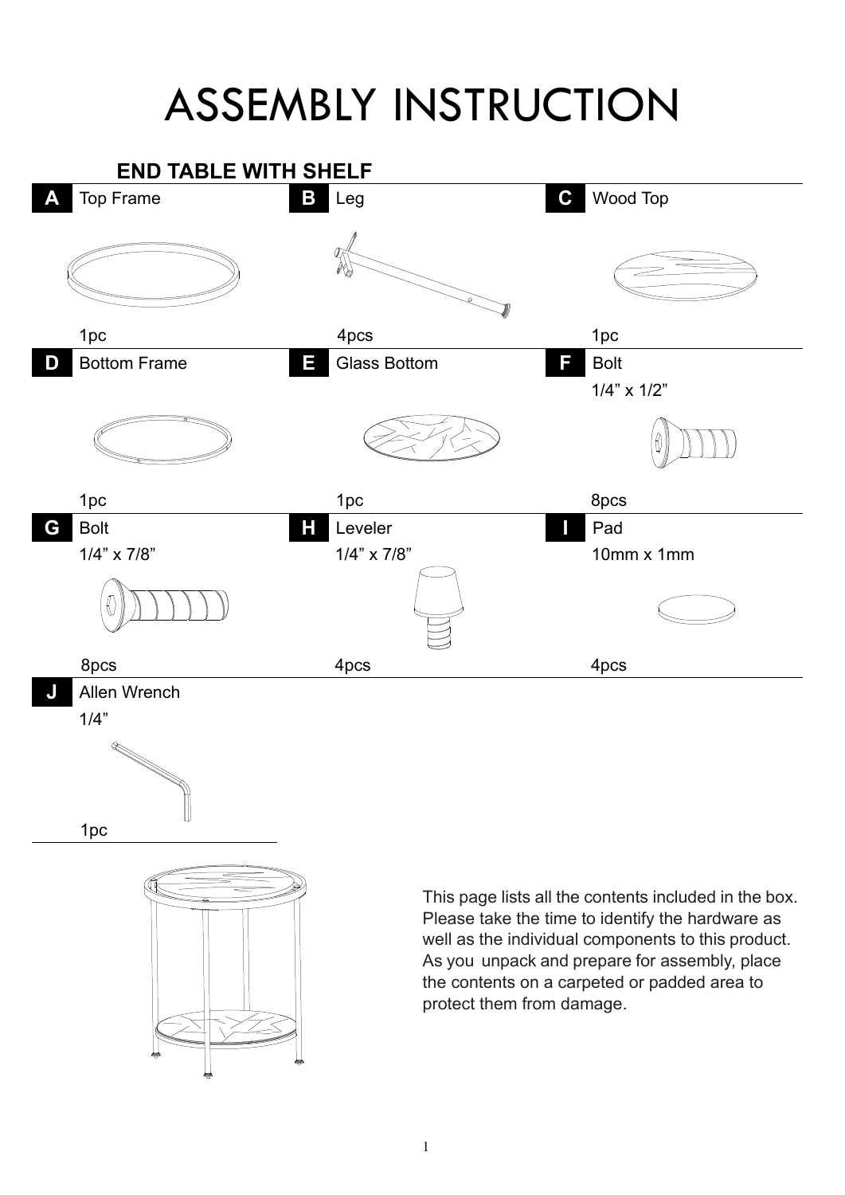# ASSEMBLY INSTRUCTION

## END TABLE WITH SHELF

| Part | Name | Size | Quantity |
| --- | --- | --- | --- |
| A | Top Frame | | 1pc |
| B | Leg | | 4pcs |
| C | Wood Top | | 1pc |
| D | Bottom Frame | | 1pc |
| E | Glass Bottom | | 1pc |
| F | Bolt | 1/4” x 1/2” | 8pcs |
| G | Bolt | 1/4” x 7/8” | 8pcs |
| H | Leveler | 1/4” x 7/8” | 4pcs |
| I | Pad | 10mm x 1mm | 4pcs |
| J | Allen Wrench | 1/4” | 1pc |

This page lists all the contents included in the box. Please take the time to identify the hardware as well as the individual components to this product. As you unpack and prepare for assembly, place the contents on a carpeted or padded area to protect them from damage.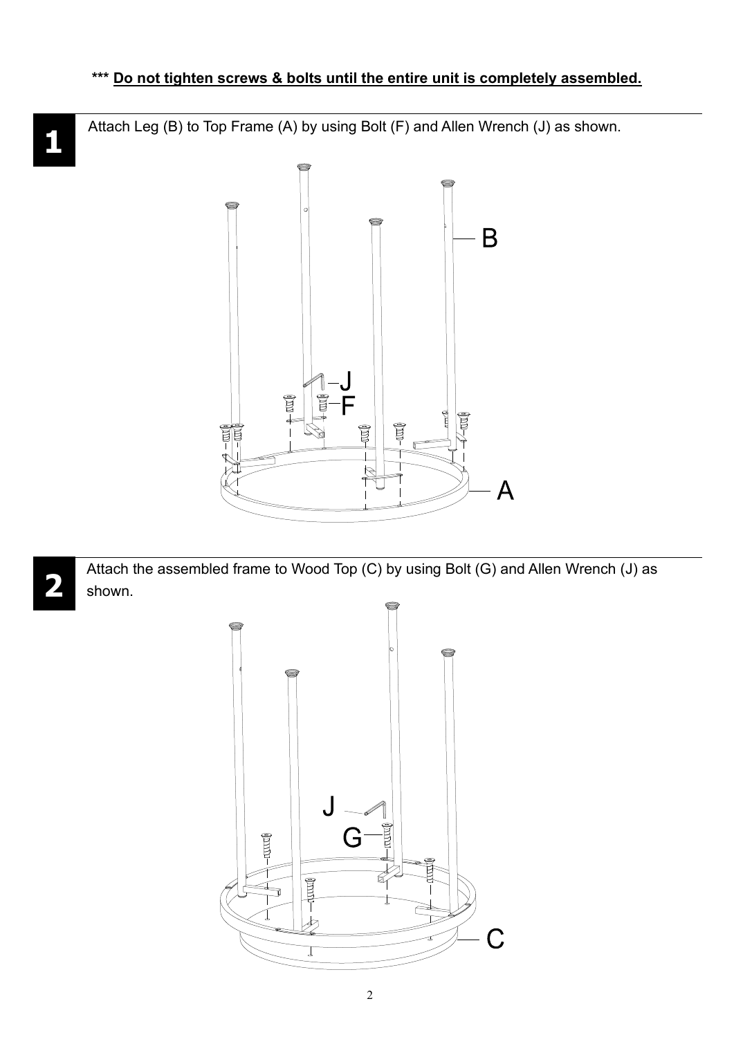**\*\*\* Do not tighten screws & bolts until the entire unit is completely assembled.**

**1**

Attach Leg (B) to Top Frame (A) by using Bolt (F) and Allen Wrench (J) as shown.

**2**

Attach the assembled frame to Wood Top (C) by using Bolt (G) and Allen Wrench (J) as shown.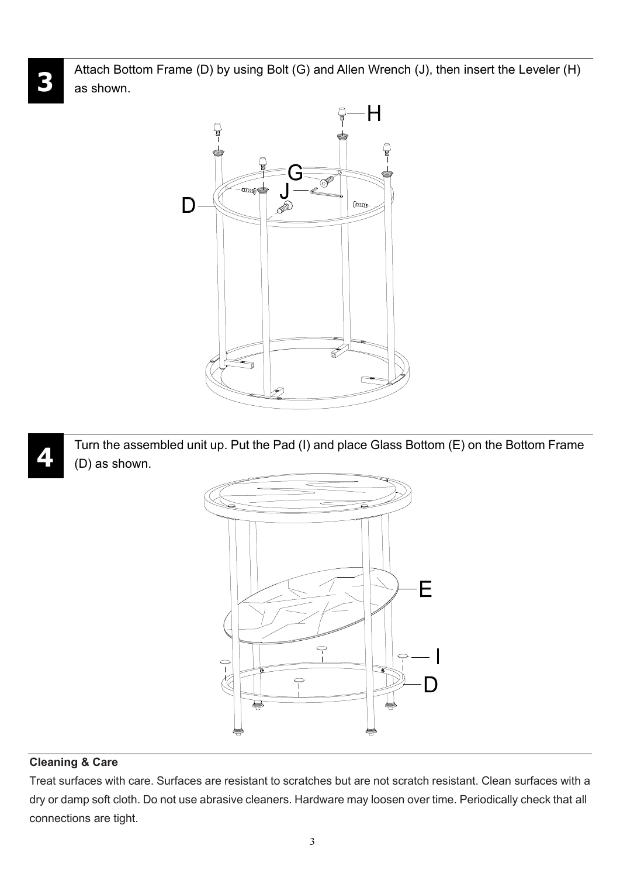**3** Attach Bottom Frame (D) by using Bolt (G) and Allen Wrench (J), then insert the Leveler (H) as shown.

H

G

J

D

**4** Turn the assembled unit up. Put the Pad (I) and place Glass Bottom (E) on the Bottom Frame (D) as shown.

E

I

D

**Cleaning & Care**

Treat surfaces with care. Surfaces are resistant to scratches but are not scratch resistant. Clean surfaces with a dry or damp soft cloth. Do not use abrasive cleaners. Hardware may loosen over time. Periodically check that all connections are tight.